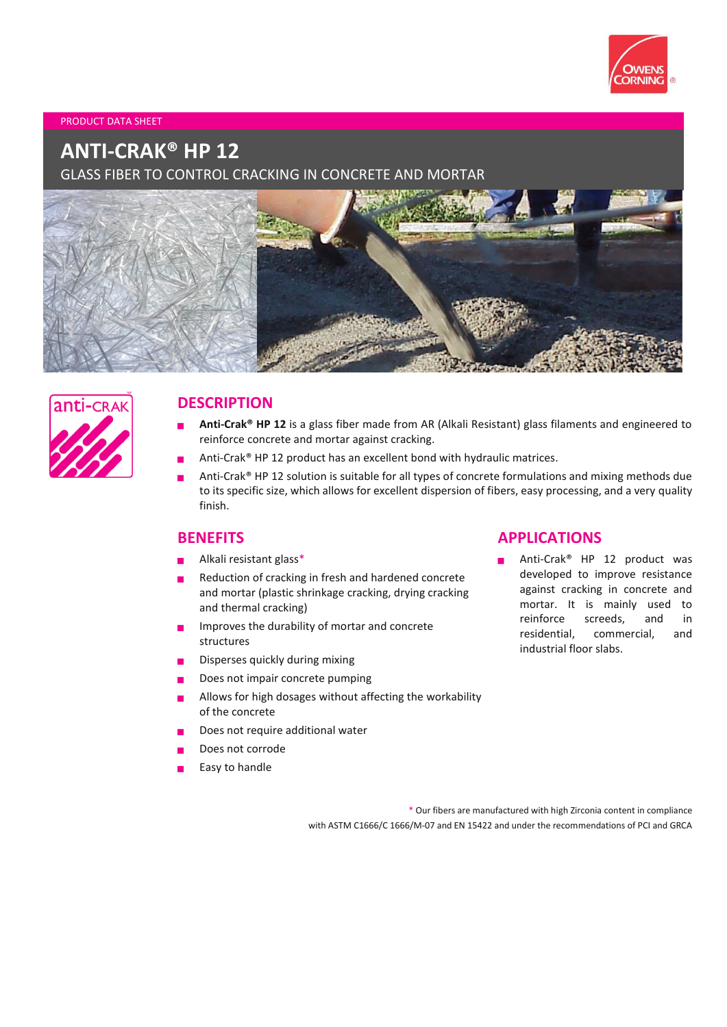PRODUCT DATA SHEET

# ANTI-CRAK® HP 12

GLASS FIBER TO CONTROL CRACKING IN CONCRETE AND MORTAR

## DESCRIPTION

- **Anti-Crak® HP 12** is a glass fiber made from AR (Alkali Resistant) glass filaments and engineered to reinforce concrete and mortar against cracking.
- Anti-Crak® HP 12 product has an excellent bond with hydraulic matrices.
- Anti-Crak® HP 12 solution is suitable for all types of concrete formulations and mixing methods due to its specific size, which allows for excellent dispersion of fibers, easy processing, and a very quality finish.

## BENEFITS

- Alkali resistant glass*
- Reduction of cracking in fresh and hardened concrete and mortar (plastic shrinkage cracking, drying cracking and thermal cracking)
- Improves the durability of mortar and concrete structures
- Disperses quickly during mixing
- Does not impair concrete pumping
- Allows for high dosages without affecting the workability of the concrete
- Does not require additional water
- Does not corrode
- Easy to handle

## APPLICATIONS

- Anti-Crak® HP 12 product was developed to improve resistance against cracking in concrete and mortar. It is mainly used to reinforce screeds, and in residential, commercial, and industrial floor slabs.

* Our fibers are manufactured with high Zirconia content in compliance with ASTM C1666/C 1666/M-07 and EN 15422 and under the recommendations of PCI and GRCA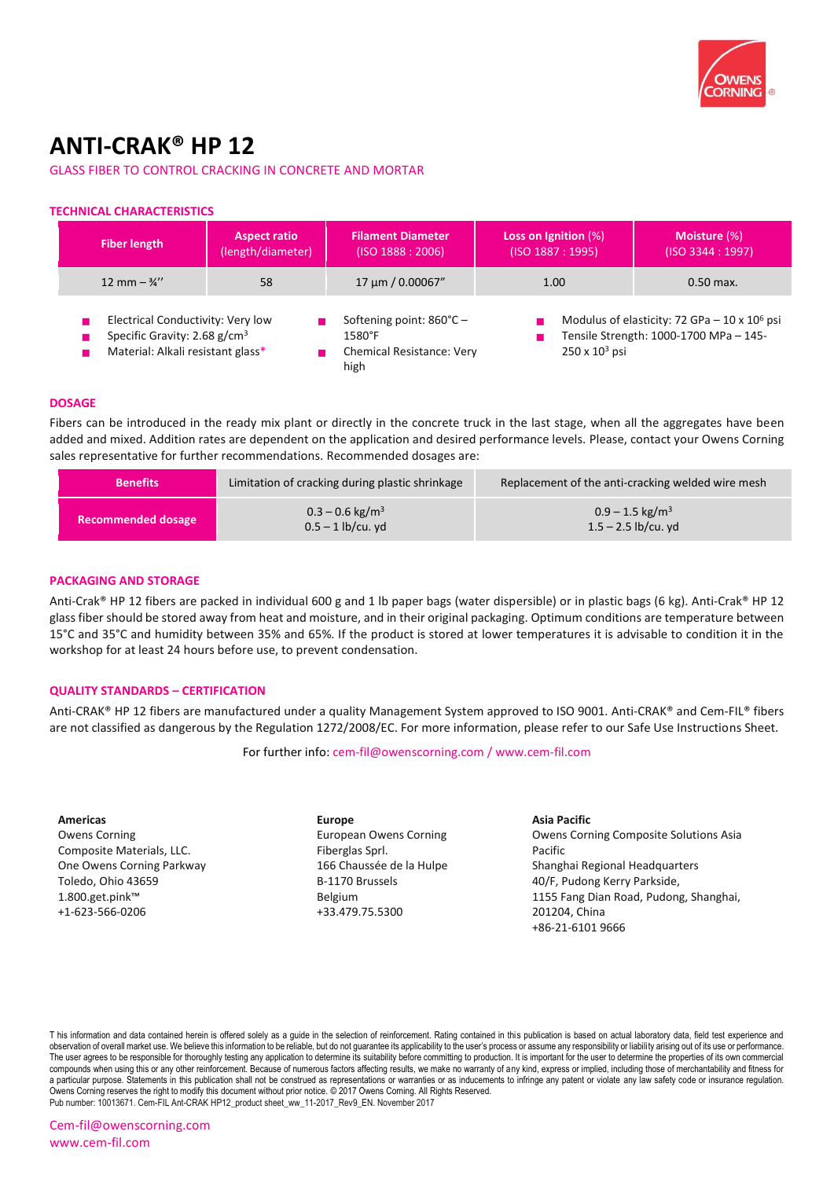# ANTI-CRAK® HP 12

GLASS FIBER TO CONTROL CRACKING IN CONCRETE AND MORTAR

## TECHNICAL CHARACTERISTICS

| Fiber length | Aspect ratio (length/diameter) | Filament Diameter (ISO 1888 : 2006) | Loss on Ignition (%) (ISO 1887 : 1995) | Moisture (%) (ISO 3344 : 1997) |
|---|---|---|---|---|
| 12 mm – ¾'' | 58 | 17 µm / 0.00067" | 1.00 | 0.50 max. |

- Electrical Conductivity: Very low
- Specific Gravity: 2.68 g/cm$^3$
- Material: Alkali resistant glass*
- Softening point: 860°C – 1580°F
- Chemical Resistance: Very high
- Modulus of elasticity: 72 GPa – 10 x 10$^6$ psi
- Tensile Strength: 1000-1700 MPa – 145-250 x 10$^3$ psi

## DOSAGE

Fibers can be introduced in the ready mix plant or directly in the concrete truck in the last stage, when all the aggregates have been added and mixed. Addition rates are dependent on the application and desired performance levels. Please, contact your Owens Corning sales representative for further recommendations. Recommended dosages are:

| Benefits | Limitation of cracking during plastic shrinkage | Replacement of the anti-cracking welded wire mesh |
|---|---|---|
| Recommended dosage | 0.3 – 0.6 kg/m$^3$<br>0.5 – 1 lb/cu. yd | 0.9 – 1.5 kg/m$^3$<br>1.5 – 2.5 lb/cu. yd |

## PACKAGING AND STORAGE

Anti-Crak® HP 12 fibers are packed in individual 600 g and 1 lb paper bags (water dispersible) or in plastic bags (6 kg). Anti-Crak® HP 12 glass fiber should be stored away from heat and moisture, and in their original packaging. Optimum conditions are temperature between 15°C and 35°C and humidity between 35% and 65%. If the product is stored at lower temperatures it is advisable to condition it in the workshop for at least 24 hours before use, to prevent condensation.

## QUALITY STANDARDS – CERTIFICATION

Anti-CRAK® HP 12 fibers are manufactured under a quality Management System approved to ISO 9001. Anti-CRAK® and Cem-FIL® fibers are not classified as dangerous by the Regulation 1272/2008/EC. For more information, please refer to our Safe Use Instructions Sheet.

For further info: cem-fil@owenscorning.com / www.cem-fil.com

**Americas**
Owens Corning
Composite Materials, LLC.
One Owens Corning Parkway
Toledo, Ohio 43659
1.800.get.pink™
+1-623-566-0206

**Europe**
European Owens Corning
Fiberglas Sprl.
166 Chaussée de la Hulpe
B-1170 Brussels
Belgium
+33.479.75.5300

**Asia Pacific**
Owens Corning Composite Solutions Asia Pacific
Shanghai Regional Headquarters
40/F, Pudong Kerry Parkside,
1155 Fang Dian Road, Pudong, Shanghai,
201204, China
+86-21-6101 9666

This information and data contained herein is offered solely as a guide in the selection of reinforcement. Rating contained in this publication is based on actual laboratory data, field test experience and observation of overall market use. We believe this information to be reliable, but do not guarantee its applicability to the user's process or assume any responsibility or liability arising out of its use or performance. The user agrees to be responsible for thoroughly testing any application to determine its suitability before committing to production. It is important for the user to determine the properties of its own commercial compounds when using this or any other reinforcement. Because of numerous factors affecting results, we make no warranty of any kind, express or implied, including those of merchantability and fitness for a particular purpose. Statements in this publication shall not be construed as representations or warranties or as inducements to infringe any patent or violate any law safety code or insurance regulation. Owens Corning reserves the right to modify this document without prior notice. © 2017 Owens Corning. All Rights Reserved.
Pub number: 10013671. Cem-FIL Ant-CRAK HP12_product sheet_ww_11-2017_Rev9_EN. November 2017

Cem-fil@owenscorning.com
www.cem-fil.com